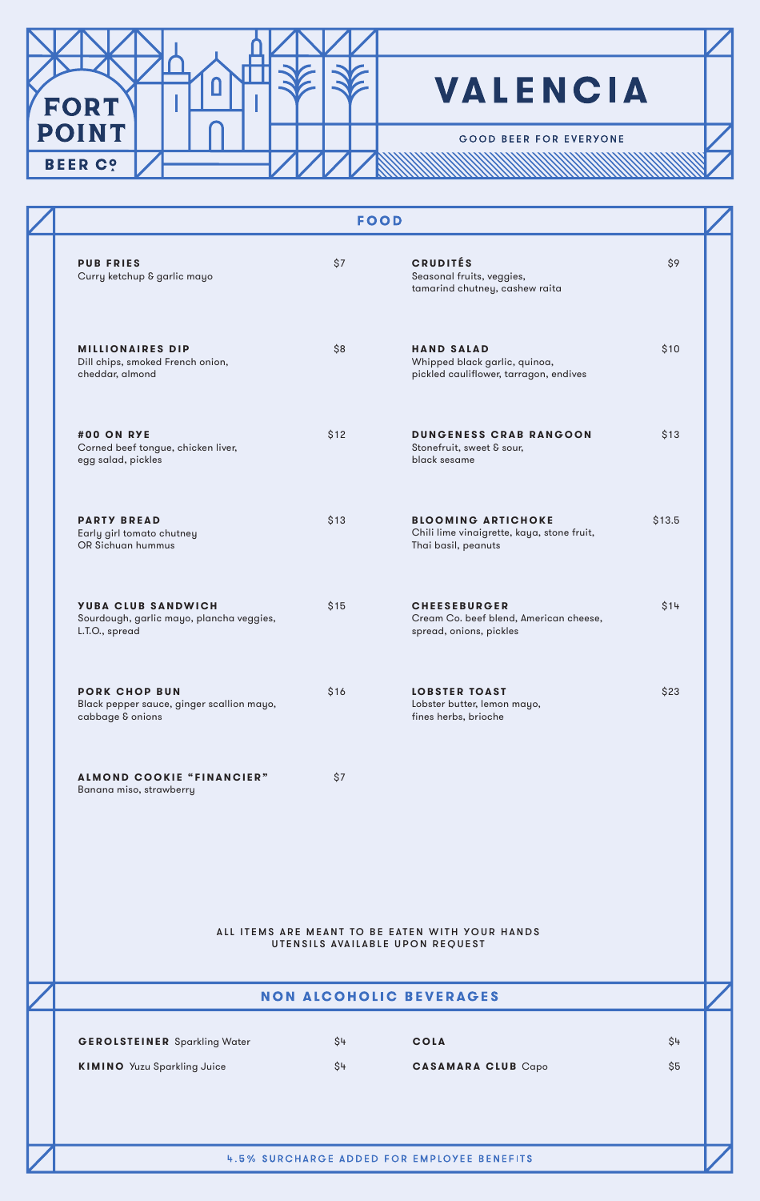FORT POINT BEER CO

# VALENCIA

GOOD BEER FOR EVERYONE

## FOOD

**PUB FRIES** $7
Curry ketchup & garlic mayo

**MILLIONAIRES DIP** $8
Dill chips, smoked French onion, cheddar, almond

**#00 ON RYE** $12
Corned beef tongue, chicken liver, egg salad, pickles

**PARTY BREAD** $13
Early girl tomato chutney OR Sichuan hummus

**YUBA CLUB SANDWICH** $15
Sourdough, garlic mayo, plancha veggies, L.T.O., spread

**PORK CHOP BUN** $16
Black pepper sauce, ginger scallion mayo, cabbage & onions

**ALMOND COOKIE "FINANCIER"** $7
Banana miso, strawberry

**CRUDITÉS** $9
Seasonal fruits, veggies, tamarind chutney, cashew raita

**HAND SALAD** $10
Whipped black garlic, quinoa, pickled cauliflower, tarragon, endives

**DUNGENESS CRAB RANGOON** $13
Stonefruit, sweet & sour, black sesame

**BLOOMING ARTICHOKE** $13.5
Chili lime vinaigrette, kaya, stone fruit, Thai basil, peanuts

**CHEESEBURGER** $14
Cream Co. beef blend, American cheese, spread, onions, pickles

**LOBSTER TOAST** $23
Lobster butter, lemon mayo, fines herbs, brioche

ALL ITEMS ARE MEANT TO BE EATEN WITH YOUR HANDS
UTENSILS AVAILABLE UPON REQUEST

## NON ALCOHOLIC BEVERAGES

**GEROLSTEINER** Sparkling Water $4

**KIMINO** Yuzu Sparkling Juice $4

**COLA** $4

**CASAMARA CLUB** Capo $5

4.5% SURCHARGE ADDED FOR EMPLOYEE BENEFITS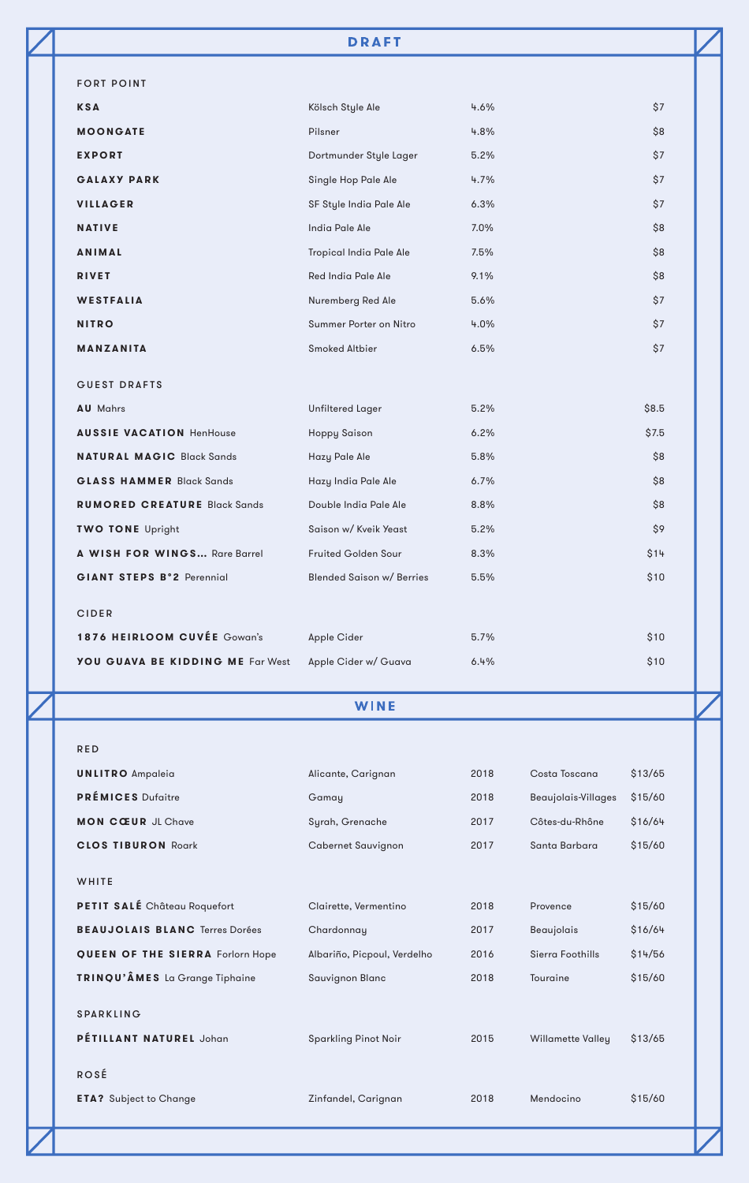## DRAFT

### FORT POINT

| | | | |
|---|---|---|---|
| **KSA** | Kölsch Style Ale | 4.6% | $7 |
| **MOONGATE** | Pilsner | 4.8% | $8 |
| **EXPORT** | Dortmunder Style Lager | 5.2% | $7 |
| **GALAXY PARK** | Single Hop Pale Ale | 4.7% | $7 |
| **VILLAGER** | SF Style India Pale Ale | 6.3% | $7 |
| **NATIVE** | India Pale Ale | 7.0% | $8 |
| **ANIMAL** | Tropical India Pale Ale | 7.5% | $8 |
| **RIVET** | Red India Pale Ale | 9.1% | $8 |
| **WESTFALIA** | Nuremberg Red Ale | 5.6% | $7 |
| **NITRO** | Summer Porter on Nitro | 4.0% | $7 |
| **MANZANITA** | Smoked Altbier | 6.5% | $7 |

### GUEST DRAFTS

| | | | |
|---|---|---|---|
| **AU** Mahrs | Unfiltered Lager | 5.2% | $8.5 |
| **AUSSIE VACATION** HenHouse | Hoppy Saison | 6.2% | $7.5 |
| **NATURAL MAGIC** Black Sands | Hazy Pale Ale | 5.8% | $8 |
| **GLASS HAMMER** Black Sands | Hazy India Pale Ale | 6.7% | $8 |
| **RUMORED CREATURE** Black Sands | Double India Pale Ale | 8.8% | $8 |
| **TWO TONE** Upright | Saison w/ Kveik Yeast | 5.2% | $9 |
| **A WISH FOR WINGS...** Rare Barrel | Fruited Golden Sour | 8.3% | $14 |
| **GIANT STEPS B°2** Perennial | Blended Saison w/ Berries | 5.5% | $10 |

### CIDER

| | | | |
|---|---|---|---|
| **1876 HEIRLOOM CUVÉE** Gowan's | Apple Cider | 5.7% | $10 |
| **YOU GUAVA BE KIDDING ME** Far West | Apple Cider w/ Guava | 6.4% | $10 |

## WINE

### RED

| | | | | |
|---|---|---|---|---|
| **UNLITRO** Ampaleia | Alicante, Carignan | 2018 | Costa Toscana | $13/65 |
| **PRÉMICES** Dufaitre | Gamay | 2018 | Beaujolais-Villages | $15/60 |
| **MON CŒUR** JL Chave | Syrah, Grenache | 2017 | Côtes-du-Rhône | $16/64 |
| **CLOS TIBURON** Roark | Cabernet Sauvignon | 2017 | Santa Barbara | $15/60 |

### WHITE

| | | | | |
|---|---|---|---|---|
| **PETIT SALÉ** Château Roquefort | Clairette, Vermentino | 2018 | Provence | $15/60 |
| **BEAUJOLAIS BLANC** Terres Dorées | Chardonnay | 2017 | Beaujolais | $16/64 |
| **QUEEN OF THE SIERRA** Forlorn Hope | Albariño, Picpoul, Verdelho | 2016 | Sierra Foothills | $14/56 |
| **TRINQU'ÂMES** La Grange Tiphaine | Sauvignon Blanc | 2018 | Touraine | $15/60 |

### SPARKLING

| | | | | |
|---|---|---|---|---|
| **PÉTILLANT NATUREL** Johan | Sparkling Pinot Noir | 2015 | Willamette Valley | $13/65 |

### ROSÉ

| | | | | |
|---|---|---|---|---|
| **ETA?** Subject to Change | Zinfandel, Carignan | 2018 | Mendocino | $15/60 |